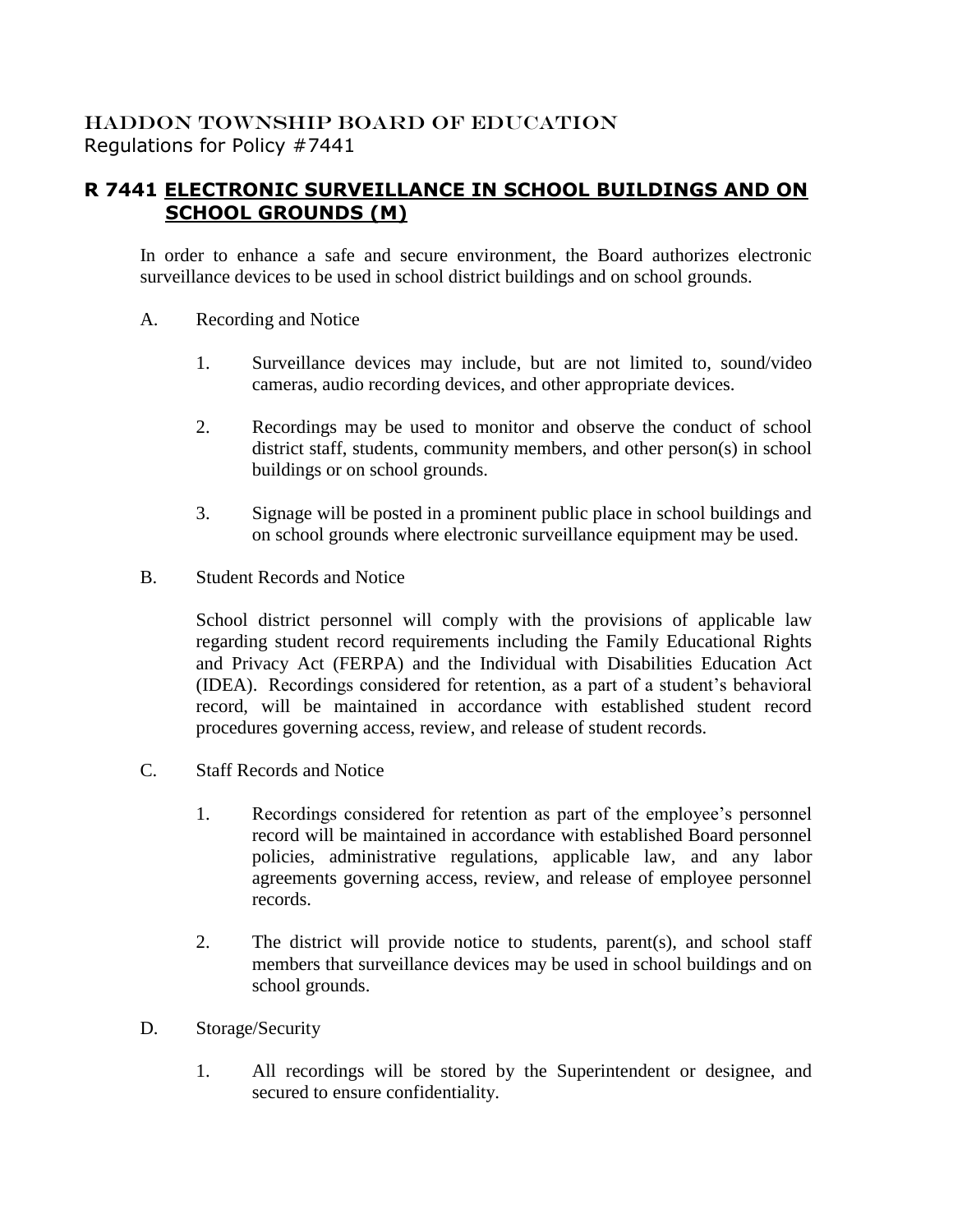HADDON TOWNSHIP BOARD OF EDUCATION
Regulations for Policy #7441

# R 7441 ELECTRONIC SURVEILLANCE IN SCHOOL BUILDINGS AND ON SCHOOL GROUNDS (M)

In order to enhance a safe and secure environment, the Board authorizes electronic surveillance devices to be used in school district buildings and on school grounds.

A. Recording and Notice

1. Surveillance devices may include, but are not limited to, sound/video cameras, audio recording devices, and other appropriate devices.

2. Recordings may be used to monitor and observe the conduct of school district staff, students, community members, and other person(s) in school buildings or on school grounds.

3. Signage will be posted in a prominent public place in school buildings and on school grounds where electronic surveillance equipment may be used.

B. Student Records and Notice

School district personnel will comply with the provisions of applicable law regarding student record requirements including the Family Educational Rights and Privacy Act (FERPA) and the Individual with Disabilities Education Act (IDEA). Recordings considered for retention, as a part of a student's behavioral record, will be maintained in accordance with established student record procedures governing access, review, and release of student records.

C. Staff Records and Notice

1. Recordings considered for retention as part of the employee's personnel record will be maintained in accordance with established Board personnel policies, administrative regulations, applicable law, and any labor agreements governing access, review, and release of employee personnel records.

2. The district will provide notice to students, parent(s), and school staff members that surveillance devices may be used in school buildings and on school grounds.

D. Storage/Security

1. All recordings will be stored by the Superintendent or designee, and secured to ensure confidentiality.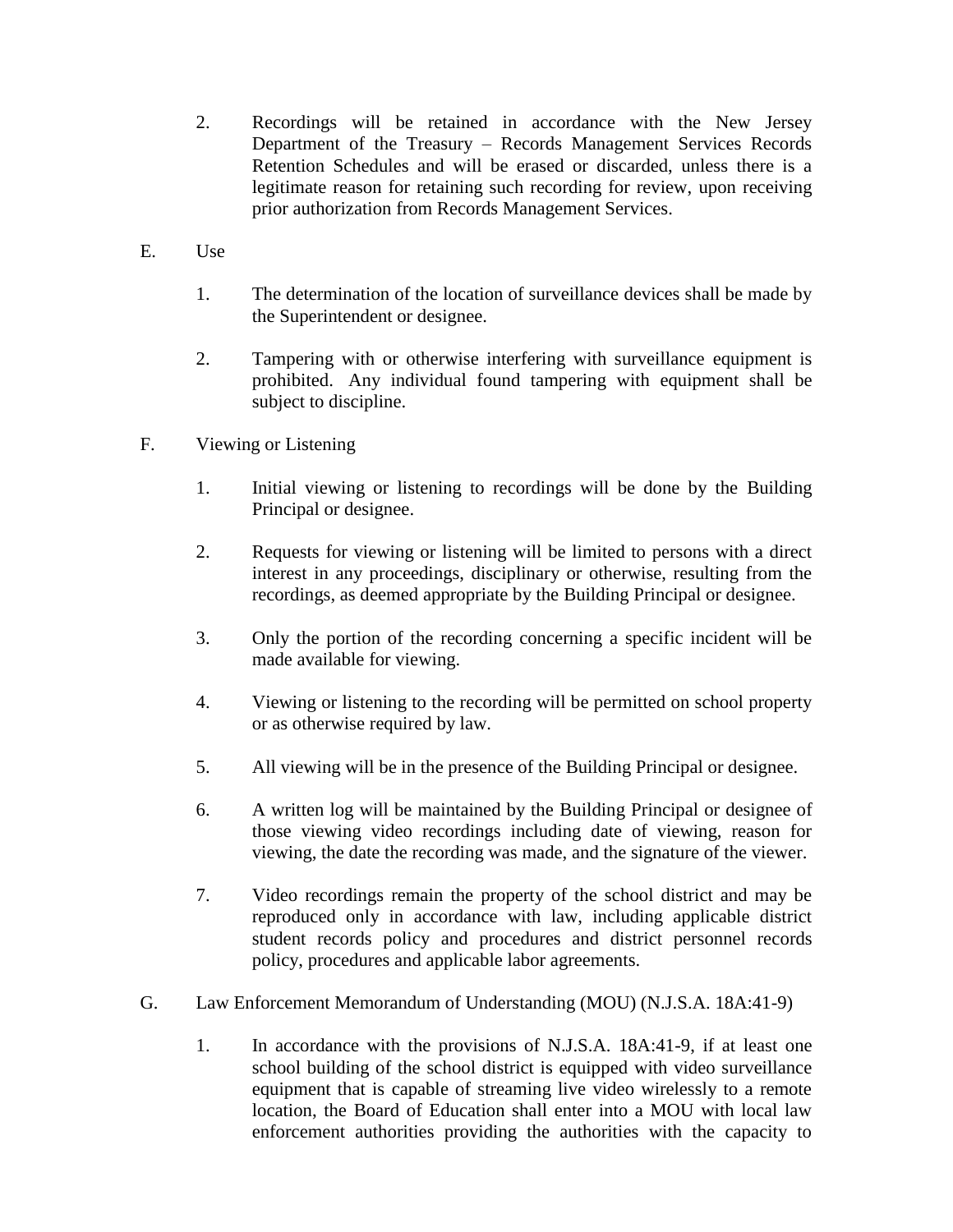2. Recordings will be retained in accordance with the New Jersey Department of the Treasury – Records Management Services Records Retention Schedules and will be erased or discarded, unless there is a legitimate reason for retaining such recording for review, upon receiving prior authorization from Records Management Services.

E. Use

1. The determination of the location of surveillance devices shall be made by the Superintendent or designee.

2. Tampering with or otherwise interfering with surveillance equipment is prohibited. Any individual found tampering with equipment shall be subject to discipline.

F. Viewing or Listening

1. Initial viewing or listening to recordings will be done by the Building Principal or designee.

2. Requests for viewing or listening will be limited to persons with a direct interest in any proceedings, disciplinary or otherwise, resulting from the recordings, as deemed appropriate by the Building Principal or designee.

3. Only the portion of the recording concerning a specific incident will be made available for viewing.

4. Viewing or listening to the recording will be permitted on school property or as otherwise required by law.

5. All viewing will be in the presence of the Building Principal or designee.

6. A written log will be maintained by the Building Principal or designee of those viewing video recordings including date of viewing, reason for viewing, the date the recording was made, and the signature of the viewer.

7. Video recordings remain the property of the school district and may be reproduced only in accordance with law, including applicable district student records policy and procedures and district personnel records policy, procedures and applicable labor agreements.

G. Law Enforcement Memorandum of Understanding (MOU) (N.J.S.A. 18A:41-9)

1. In accordance with the provisions of N.J.S.A. 18A:41-9, if at least one school building of the school district is equipped with video surveillance equipment that is capable of streaming live video wirelessly to a remote location, the Board of Education shall enter into a MOU with local law enforcement authorities providing the authorities with the capacity to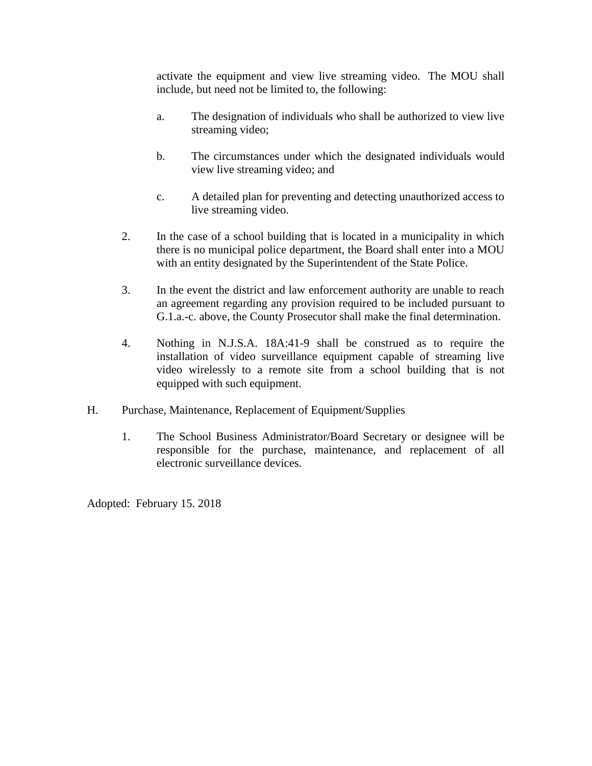activate the equipment and view live streaming video. The MOU shall include, but need not be limited to, the following:

   a. The designation of individuals who shall be authorized to view live streaming video;

   b. The circumstances under which the designated individuals would view live streaming video; and

   c. A detailed plan for preventing and detecting unauthorized access to live streaming video.

2. In the case of a school building that is located in a municipality in which there is no municipal police department, the Board shall enter into a MOU with an entity designated by the Superintendent of the State Police.

3. In the event the district and law enforcement authority are unable to reach an agreement regarding any provision required to be included pursuant to G.1.a.-c. above, the County Prosecutor shall make the final determination.

4. Nothing in N.J.S.A. 18A:41-9 shall be construed as to require the installation of video surveillance equipment capable of streaming live video wirelessly to a remote site from a school building that is not equipped with such equipment.

H. Purchase, Maintenance, Replacement of Equipment/Supplies

   1. The School Business Administrator/Board Secretary or designee will be responsible for the purchase, maintenance, and replacement of all electronic surveillance devices.

Adopted: February 15. 2018